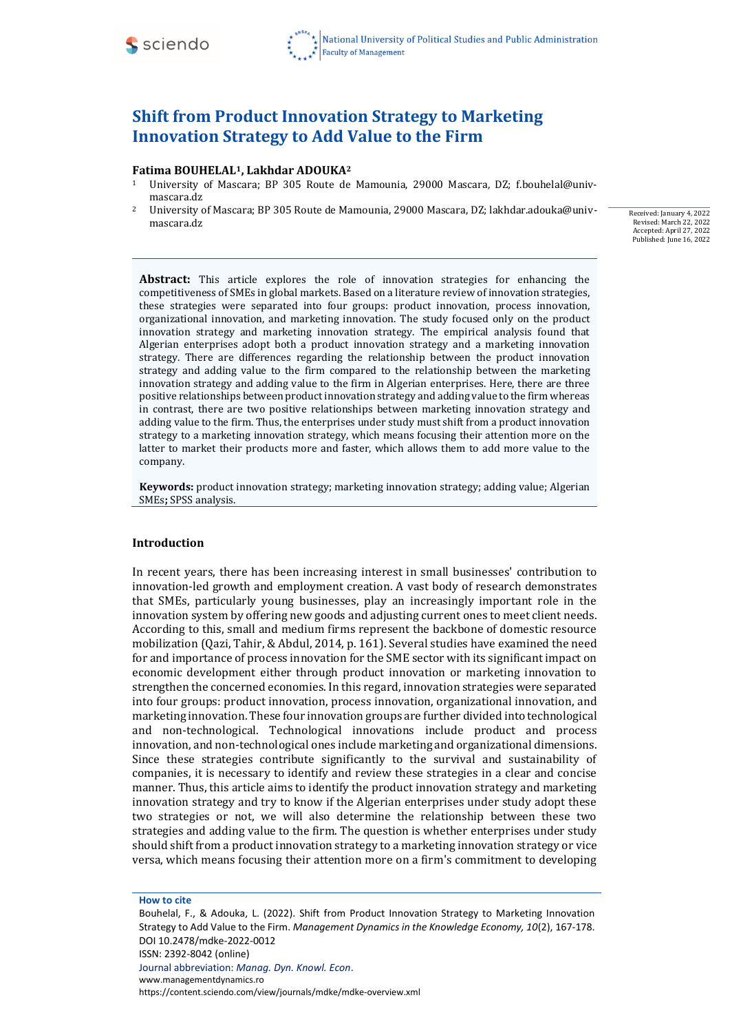# Shift from Product Innovation Strategy to Marketing Innovation Strategy to Add Value to the Firm

**Fatima BOUHELAL[1], Lakhdar ADOUKA[2]**

[1] University of Mascara; BP 305 Route de Mamounia, 29000 Mascara, DZ; f.bouhelal@univ-mascara.dz

[2] University of Mascara; BP 305 Route de Mamounia, 29000 Mascara, DZ; lakhdar.adouka@univ-mascara.dz

Received: January 4, 2022
Revised: March 22, 2022
Accepted: April 27, 2022
Published: June 16, 2022

**Abstract:** This article explores the role of innovation strategies for enhancing the competitiveness of SMEs in global markets. Based on a literature review of innovation strategies, these strategies were separated into four groups: product innovation, process innovation, organizational innovation, and marketing innovation. The study focused only on the product innovation strategy and marketing innovation strategy. The empirical analysis found that Algerian enterprises adopt both a product innovation strategy and a marketing innovation strategy. There are differences regarding the relationship between the product innovation strategy and adding value to the firm compared to the relationship between the marketing innovation strategy and adding value to the firm in Algerian enterprises. Here, there are three positive relationships between product innovation strategy and adding value to the firm whereas in contrast, there are two positive relationships between marketing innovation strategy and adding value to the firm. Thus, the enterprises under study must shift from a product innovation strategy to a marketing innovation strategy, which means focusing their attention more on the latter to market their products more and faster, which allows them to add more value to the company.

**Keywords:** product innovation strategy; marketing innovation strategy; adding value; Algerian SMEs**;** SPSS analysis.

## Introduction

In recent years, there has been increasing interest in small businesses' contribution to innovation-led growth and employment creation. A vast body of research demonstrates that SMEs, particularly young businesses, play an increasingly important role in the innovation system by offering new goods and adjusting current ones to meet client needs. According to this, small and medium firms represent the backbone of domestic resource mobilization (Qazi, Tahir, & Abdul, 2014, p. 161). Several studies have examined the need for and importance of process innovation for the SME sector with its significant impact on economic development either through product innovation or marketing innovation to strengthen the concerned economies. In this regard, innovation strategies were separated into four groups: product innovation, process innovation, organizational innovation, and marketing innovation. These four innovation groups are further divided into technological and non-technological. Technological innovations include product and process innovation, and non-technological ones include marketing and organizational dimensions. Since these strategies contribute significantly to the survival and sustainability of companies, it is necessary to identify and review these strategies in a clear and concise manner. Thus, this article aims to identify the product innovation strategy and marketing innovation strategy and try to know if the Algerian enterprises under study adopt these two strategies or not, we will also determine the relationship between these two strategies and adding value to the firm. The question is whether enterprises under study should shift from a product innovation strategy to a marketing innovation strategy or vice versa, which means focusing their attention more on a firm's commitment to developing

**How to cite**

Bouhelal, F., & Adouka, L. (2022). Shift from Product Innovation Strategy to Marketing Innovation Strategy to Add Value to the Firm. *Management Dynamics in the Knowledge Economy, 10*(2), 167-178. DOI 10.2478/mdke-2022-0012

ISSN: 2392-8042 (online)

Journal abbreviation: *Manag. Dyn. Knowl. Econ*.

www.managementdynamics.ro

https://content.sciendo.com/view/journals/mdke/mdke-overview.xml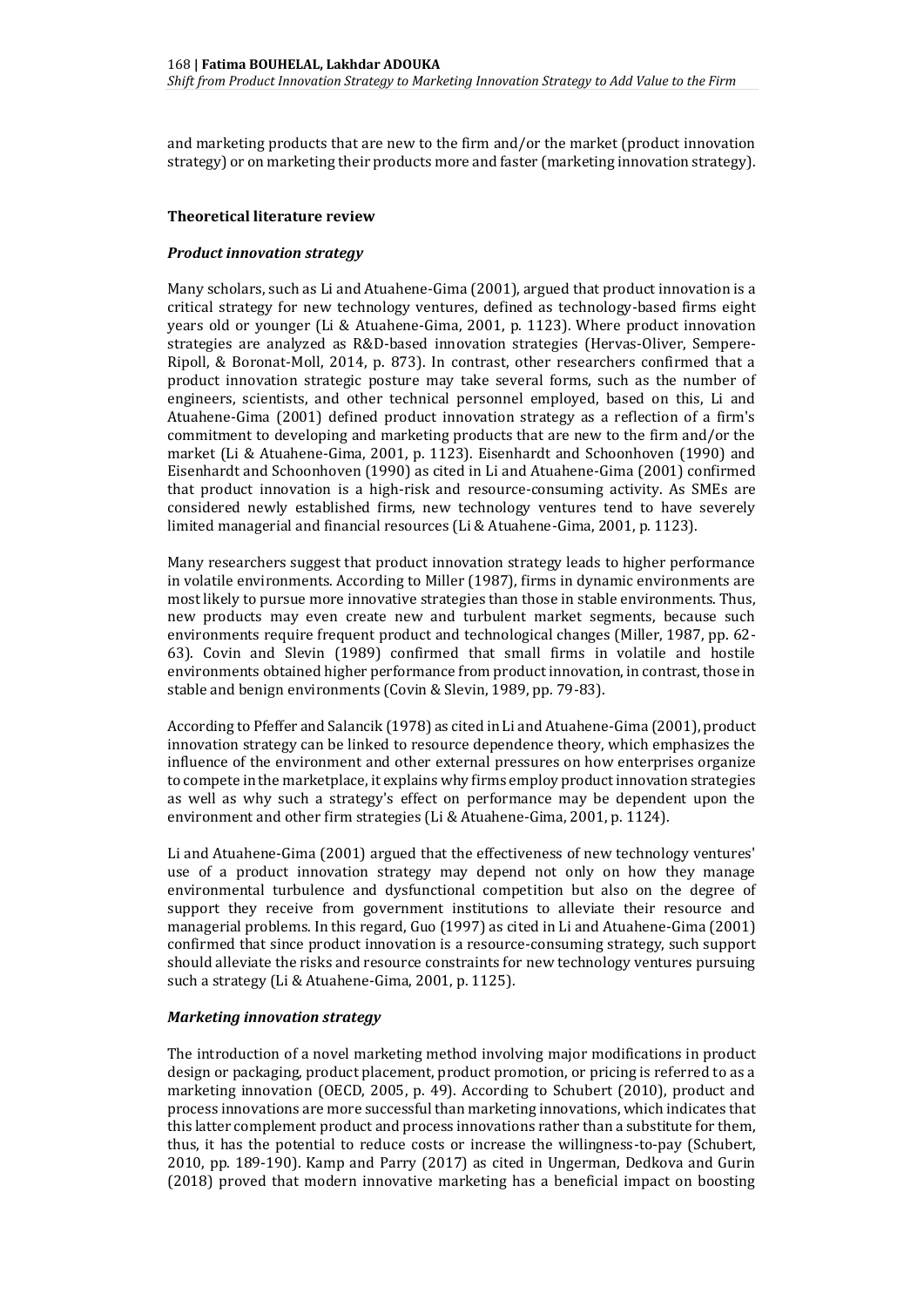and marketing products that are new to the firm and/or the market (product innovation strategy) or on marketing their products more and faster (marketing innovation strategy).

## Theoretical literature review

### *Product innovation strategy*

Many scholars, such as Li and Atuahene-Gima (2001), argued that product innovation is a critical strategy for new technology ventures, defined as technology-based firms eight years old or younger (Li & Atuahene-Gima, 2001, p. 1123). Where product innovation strategies are analyzed as R&D-based innovation strategies (Hervas-Oliver, Sempere-Ripoll, & Boronat-Moll, 2014, p. 873). In contrast, other researchers confirmed that a product innovation strategic posture may take several forms, such as the number of engineers, scientists, and other technical personnel employed, based on this, Li and Atuahene-Gima (2001) defined product innovation strategy as a reflection of a firm's commitment to developing and marketing products that are new to the firm and/or the market (Li & Atuahene-Gima, 2001, p. 1123). Eisenhardt and Schoonhoven (1990) and Eisenhardt and Schoonhoven (1990) as cited in Li and Atuahene-Gima (2001) confirmed that product innovation is a high-risk and resource-consuming activity. As SMEs are considered newly established firms, new technology ventures tend to have severely limited managerial and financial resources (Li & Atuahene-Gima, 2001, p. 1123).

Many researchers suggest that product innovation strategy leads to higher performance in volatile environments. According to Miller (1987), firms in dynamic environments are most likely to pursue more innovative strategies than those in stable environments. Thus, new products may even create new and turbulent market segments, because such environments require frequent product and technological changes (Miller, 1987, pp. 62-63). Covin and Slevin (1989) confirmed that small firms in volatile and hostile environments obtained higher performance from product innovation, in contrast, those in stable and benign environments (Covin & Slevin, 1989, pp. 79-83).

According to Pfeffer and Salancik (1978) as cited in Li and Atuahene-Gima (2001), product innovation strategy can be linked to resource dependence theory, which emphasizes the influence of the environment and other external pressures on how enterprises organize to compete in the marketplace, it explains why firms employ product innovation strategies as well as why such a strategy's effect on performance may be dependent upon the environment and other firm strategies (Li & Atuahene-Gima, 2001, p. 1124).

Li and Atuahene-Gima (2001) argued that the effectiveness of new technology ventures' use of a product innovation strategy may depend not only on how they manage environmental turbulence and dysfunctional competition but also on the degree of support they receive from government institutions to alleviate their resource and managerial problems. In this regard, Guo (1997) as cited in Li and Atuahene-Gima (2001) confirmed that since product innovation is a resource-consuming strategy, such support should alleviate the risks and resource constraints for new technology ventures pursuing such a strategy (Li & Atuahene-Gima, 2001, p. 1125).

### *Marketing innovation strategy*

The introduction of a novel marketing method involving major modifications in product design or packaging, product placement, product promotion, or pricing is referred to as a marketing innovation (OECD, 2005, p. 49). According to Schubert (2010), product and process innovations are more successful than marketing innovations, which indicates that this latter complement product and process innovations rather than a substitute for them, thus, it has the potential to reduce costs or increase the willingness-to-pay (Schubert, 2010, pp. 189-190). Kamp and Parry (2017) as cited in Ungerman, Dedkova and Gurin (2018) proved that modern innovative marketing has a beneficial impact on boosting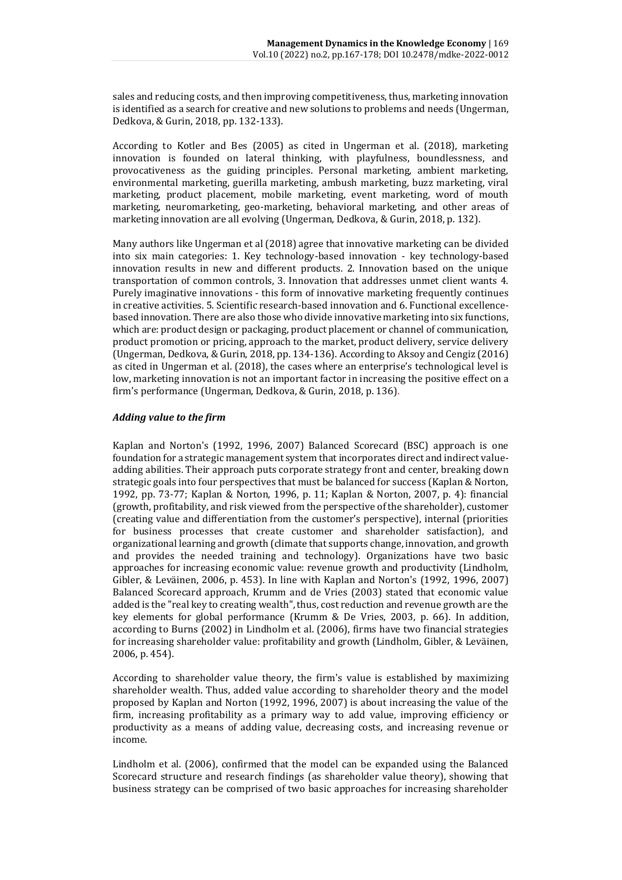sales and reducing costs, and then improving competitiveness, thus, marketing innovation is identified as a search for creative and new solutions to problems and needs (Ungerman, Dedkova, & Gurin, 2018, pp. 132-133).

According to Kotler and Bes (2005) as cited in Ungerman et al. (2018), marketing innovation is founded on lateral thinking, with playfulness, boundlessness, and provocativeness as the guiding principles. Personal marketing, ambient marketing, environmental marketing, guerilla marketing, ambush marketing, buzz marketing, viral marketing, product placement, mobile marketing, event marketing, word of mouth marketing, neuromarketing, geo-marketing, behavioral marketing, and other areas of marketing innovation are all evolving (Ungerman, Dedkova, & Gurin, 2018, p. 132).

Many authors like Ungerman et al (2018) agree that innovative marketing can be divided into six main categories: 1. Key technology-based innovation - key technology-based innovation results in new and different products. 2. Innovation based on the unique transportation of common controls, 3. Innovation that addresses unmet client wants 4. Purely imaginative innovations - this form of innovative marketing frequently continues in creative activities. 5. Scientific research-based innovation and 6. Functional excellence-based innovation. There are also those who divide innovative marketing into six functions, which are: product design or packaging, product placement or channel of communication, product promotion or pricing, approach to the market, product delivery, service delivery (Ungerman, Dedkova, & Gurin, 2018, pp. 134-136). According to Aksoy and Cengiz (2016) as cited in Ungerman et al. (2018), the cases where an enterprise's technological level is low, marketing innovation is not an important factor in increasing the positive effect on a firm's performance (Ungerman, Dedkova, & Gurin, 2018, p. 136).

### *Adding value to the firm*

Kaplan and Norton's (1992, 1996, 2007) Balanced Scorecard (BSC) approach is one foundation for a strategic management system that incorporates direct and indirect value-adding abilities. Their approach puts corporate strategy front and center, breaking down strategic goals into four perspectives that must be balanced for success (Kaplan & Norton, 1992, pp. 73-77; Kaplan & Norton, 1996, p. 11; Kaplan & Norton, 2007, p. 4): financial (growth, profitability, and risk viewed from the perspective of the shareholder), customer (creating value and differentiation from the customer's perspective), internal (priorities for business processes that create customer and shareholder satisfaction), and organizational learning and growth (climate that supports change, innovation, and growth and provides the needed training and technology). Organizations have two basic approaches for increasing economic value: revenue growth and productivity (Lindholm, Gibler, & Leväinen, 2006, p. 453). In line with Kaplan and Norton's (1992, 1996, 2007) Balanced Scorecard approach, Krumm and de Vries (2003) stated that economic value added is the "real key to creating wealth", thus, cost reduction and revenue growth are the key elements for global performance (Krumm & De Vries, 2003, p. 66). In addition, according to Burns (2002) in Lindholm et al. (2006), firms have two financial strategies for increasing shareholder value: profitability and growth (Lindholm, Gibler, & Leväinen, 2006, p. 454).

According to shareholder value theory, the firm's value is established by maximizing shareholder wealth. Thus, added value according to shareholder theory and the model proposed by Kaplan and Norton (1992, 1996, 2007) is about increasing the value of the firm, increasing profitability as a primary way to add value, improving efficiency or productivity as a means of adding value, decreasing costs, and increasing revenue or income.

Lindholm et al. (2006), confirmed that the model can be expanded using the Balanced Scorecard structure and research findings (as shareholder value theory), showing that business strategy can be comprised of two basic approaches for increasing shareholder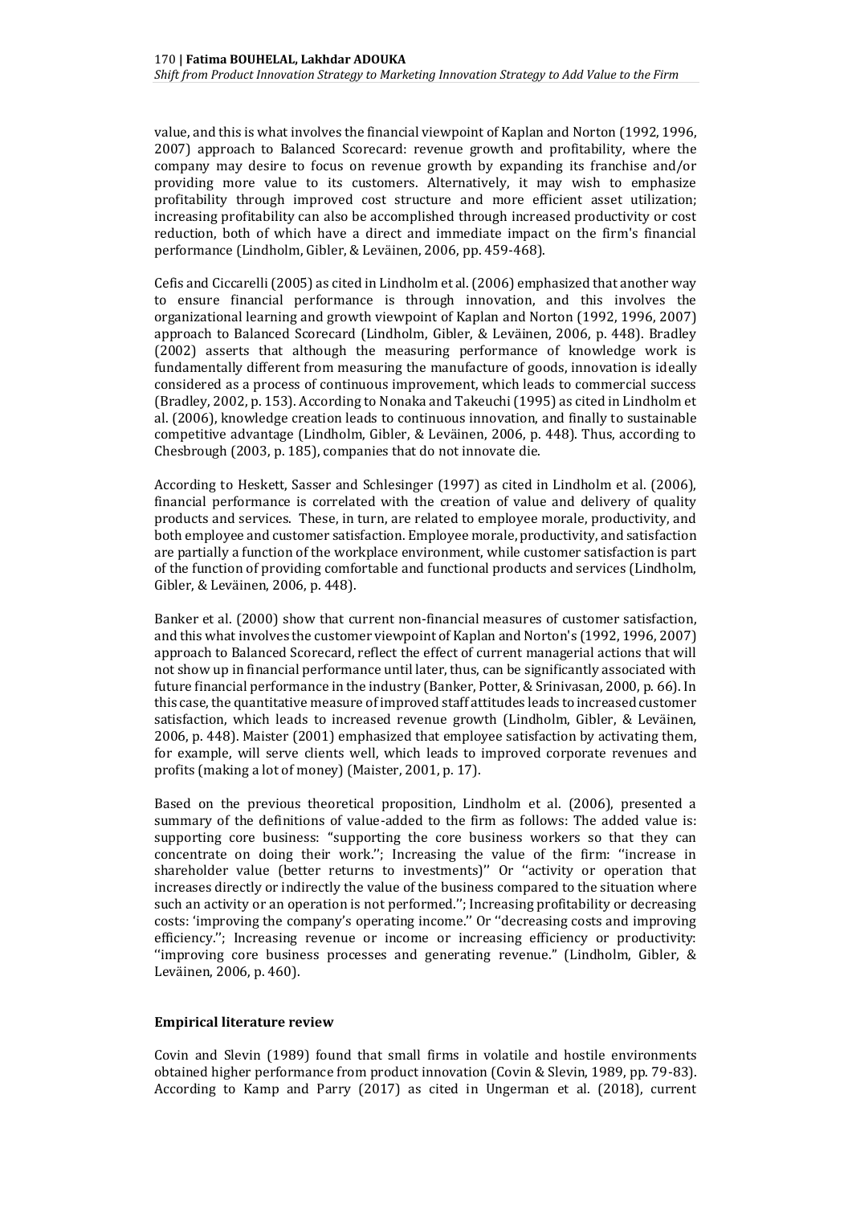value, and this is what involves the financial viewpoint of Kaplan and Norton (1992, 1996, 2007) approach to Balanced Scorecard: revenue growth and profitability, where the company may desire to focus on revenue growth by expanding its franchise and/or providing more value to its customers. Alternatively, it may wish to emphasize profitability through improved cost structure and more efficient asset utilization; increasing profitability can also be accomplished through increased productivity or cost reduction, both of which have a direct and immediate impact on the firm's financial performance (Lindholm, Gibler, & Leväinen, 2006, pp. 459-468).

Cefis and Ciccarelli (2005) as cited in Lindholm et al. (2006) emphasized that another way to ensure financial performance is through innovation, and this involves the organizational learning and growth viewpoint of Kaplan and Norton (1992, 1996, 2007) approach to Balanced Scorecard (Lindholm, Gibler, & Leväinen, 2006, p. 448). Bradley (2002) asserts that although the measuring performance of knowledge work is fundamentally different from measuring the manufacture of goods, innovation is ideally considered as a process of continuous improvement, which leads to commercial success (Bradley, 2002, p. 153). According to Nonaka and Takeuchi (1995) as cited in Lindholm et al. (2006), knowledge creation leads to continuous innovation, and finally to sustainable competitive advantage (Lindholm, Gibler, & Leväinen, 2006, p. 448). Thus, according to Chesbrough (2003, p. 185), companies that do not innovate die.

According to Heskett, Sasser and Schlesinger (1997) as cited in Lindholm et al. (2006), financial performance is correlated with the creation of value and delivery of quality products and services. These, in turn, are related to employee morale, productivity, and both employee and customer satisfaction. Employee morale, productivity, and satisfaction are partially a function of the workplace environment, while customer satisfaction is part of the function of providing comfortable and functional products and services (Lindholm, Gibler, & Leväinen, 2006, p. 448).

Banker et al. (2000) show that current non-financial measures of customer satisfaction, and this what involves the customer viewpoint of Kaplan and Norton's (1992, 1996, 2007) approach to Balanced Scorecard, reflect the effect of current managerial actions that will not show up in financial performance until later, thus, can be significantly associated with future financial performance in the industry (Banker, Potter, & Srinivasan, 2000, p. 66). In this case, the quantitative measure of improved staff attitudes leads to increased customer satisfaction, which leads to increased revenue growth (Lindholm, Gibler, & Leväinen, 2006, p. 448). Maister (2001) emphasized that employee satisfaction by activating them, for example, will serve clients well, which leads to improved corporate revenues and profits (making a lot of money) (Maister, 2001, p. 17).

Based on the previous theoretical proposition, Lindholm et al. (2006), presented a summary of the definitions of value-added to the firm as follows: The added value is: supporting core business: "supporting the core business workers so that they can concentrate on doing their work.''; Increasing the value of the firm: ''increase in shareholder value (better returns to investments)'' Or ''activity or operation that increases directly or indirectly the value of the business compared to the situation where such an activity or an operation is not performed.''; Increasing profitability or decreasing costs: 'improving the company's operating income.'' Or ''decreasing costs and improving efficiency.''; Increasing revenue or income or increasing efficiency or productivity: ''improving core business processes and generating revenue." (Lindholm, Gibler, & Leväinen, 2006, p. 460).

### Empirical literature review

Covin and Slevin (1989) found that small firms in volatile and hostile environments obtained higher performance from product innovation (Covin & Slevin, 1989, pp. 79-83). According to Kamp and Parry (2017) as cited in Ungerman et al. (2018), current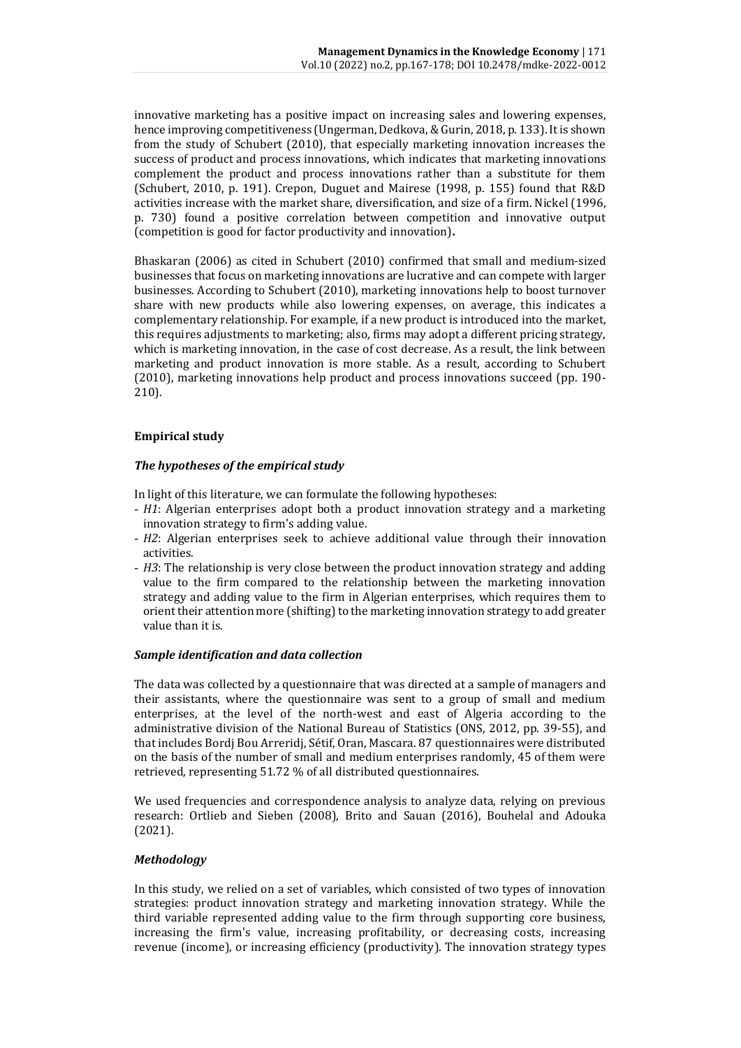innovative marketing has a positive impact on increasing sales and lowering expenses, hence improving competitiveness (Ungerman, Dedkova, & Gurin, 2018, p. 133). It is shown from the study of Schubert (2010), that especially marketing innovation increases the success of product and process innovations, which indicates that marketing innovations complement the product and process innovations rather than a substitute for them (Schubert, 2010, p. 191). Crepon, Duguet and Mairese (1998, p. 155) found that R&D activities increase with the market share, diversification, and size of a firm. Nickel (1996, p. 730) found a positive correlation between competition and innovative output (competition is good for factor productivity and innovation)**.**

Bhaskaran (2006) as cited in Schubert (2010) confirmed that small and medium-sized businesses that focus on marketing innovations are lucrative and can compete with larger businesses. According to Schubert (2010), marketing innovations help to boost turnover share with new products while also lowering expenses, on average, this indicates a complementary relationship. For example, if a new product is introduced into the market, this requires adjustments to marketing; also, firms may adopt a different pricing strategy, which is marketing innovation, in the case of cost decrease. As a result, the link between marketing and product innovation is more stable. As a result, according to Schubert (2010), marketing innovations help product and process innovations succeed (pp. 190-210).

## Empirical study

### *The hypotheses of the empirical study*

In light of this literature, we can formulate the following hypotheses:

- *H1*: Algerian enterprises adopt both a product innovation strategy and a marketing innovation strategy to firm's adding value.
- *H2*: Algerian enterprises seek to achieve additional value through their innovation activities.
- *H3*: The relationship is very close between the product innovation strategy and adding value to the firm compared to the relationship between the marketing innovation strategy and adding value to the firm in Algerian enterprises, which requires them to orient their attention more (shifting) to the marketing innovation strategy to add greater value than it is.

### *Sample identification and data collection*

The data was collected by a questionnaire that was directed at a sample of managers and their assistants, where the questionnaire was sent to a group of small and medium enterprises, at the level of the north-west and east of Algeria according to the administrative division of the National Bureau of Statistics (ONS, 2012, pp. 39-55), and that includes Bordj Bou Arreridj, Sétif, Oran, Mascara. 87 questionnaires were distributed on the basis of the number of small and medium enterprises randomly, 45 of them were retrieved, representing 51.72 % of all distributed questionnaires.

We used frequencies and correspondence analysis to analyze data, relying on previous research: Ortlieb and Sieben (2008), Brito and Sauan (2016), Bouhelal and Adouka (2021).

### *Methodology*

In this study, we relied on a set of variables, which consisted of two types of innovation strategies: product innovation strategy and marketing innovation strategy. While the third variable represented adding value to the firm through supporting core business, increasing the firm's value, increasing profitability, or decreasing costs, increasing revenue (income), or increasing efficiency (productivity). The innovation strategy types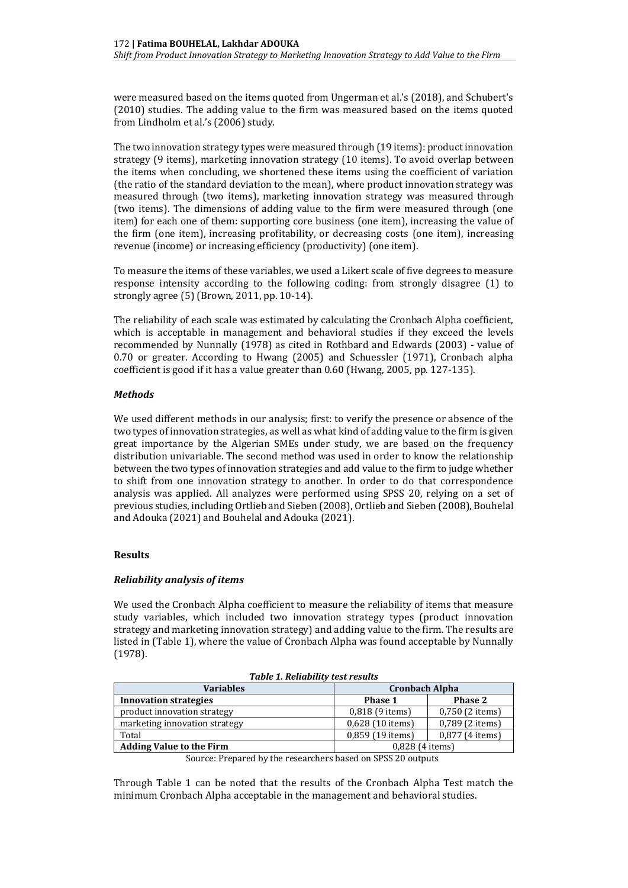were measured based on the items quoted from Ungerman et al.'s (2018), and Schubert's (2010) studies. The adding value to the firm was measured based on the items quoted from Lindholm et al.'s (2006) study.

The two innovation strategy types were measured through (19 items): product innovation strategy (9 items), marketing innovation strategy (10 items). To avoid overlap between the items when concluding, we shortened these items using the coefficient of variation (the ratio of the standard deviation to the mean), where product innovation strategy was measured through (two items), marketing innovation strategy was measured through (two items). The dimensions of adding value to the firm were measured through (one item) for each one of them: supporting core business (one item), increasing the value of the firm (one item), increasing profitability, or decreasing costs (one item), increasing revenue (income) or increasing efficiency (productivity) (one item).

To measure the items of these variables, we used a Likert scale of five degrees to measure response intensity according to the following coding: from strongly disagree (1) to strongly agree (5) (Brown, 2011, pp. 10-14).

The reliability of each scale was estimated by calculating the Cronbach Alpha coefficient, which is acceptable in management and behavioral studies if they exceed the levels recommended by Nunnally (1978) as cited in Rothbard and Edwards (2003) - value of 0.70 or greater. According to Hwang (2005) and Schuessler (1971), Cronbach alpha coefficient is good if it has a value greater than 0.60 (Hwang, 2005, pp. 127-135).

### *Methods*

We used different methods in our analysis; first: to verify the presence or absence of the two types of innovation strategies, as well as what kind of adding value to the firm is given great importance by the Algerian SMEs under study, we are based on the frequency distribution univariable. The second method was used in order to know the relationship between the two types of innovation strategies and add value to the firm to judge whether to shift from one innovation strategy to another. In order to do that correspondence analysis was applied. All analyzes were performed using SPSS 20, relying on a set of previous studies, including Ortlieb and Sieben (2008), Ortlieb and Sieben (2008), Bouhelal and Adouka (2021) and Bouhelal and Adouka (2021).

## Results

### *Reliability analysis of items*

We used the Cronbach Alpha coefficient to measure the reliability of items that measure study variables, which included two innovation strategy types (product innovation strategy and marketing innovation strategy) and adding value to the firm. The results are listed in (Table 1), where the value of Cronbach Alpha was found acceptable by Nunnally (1978).

***Table 1. Reliability test results***

| Variables | Cronbach Alpha | |
|---|---|---|
| **Innovation strategies** | **Phase 1** | **Phase 2** |
| product innovation strategy | 0,818 (9 items) | 0,750 (2 items) |
| marketing innovation strategy | 0,628 (10 items) | 0,789 (2 items) |
| Total | 0,859 (19 items) | 0,877 (4 items) |
| **Adding Value to the Firm** | 0,828 (4 items) | |

Source: Prepared by the researchers based on SPSS 20 outputs

Through Table 1 can be noted that the results of the Cronbach Alpha Test match the minimum Cronbach Alpha acceptable in the management and behavioral studies.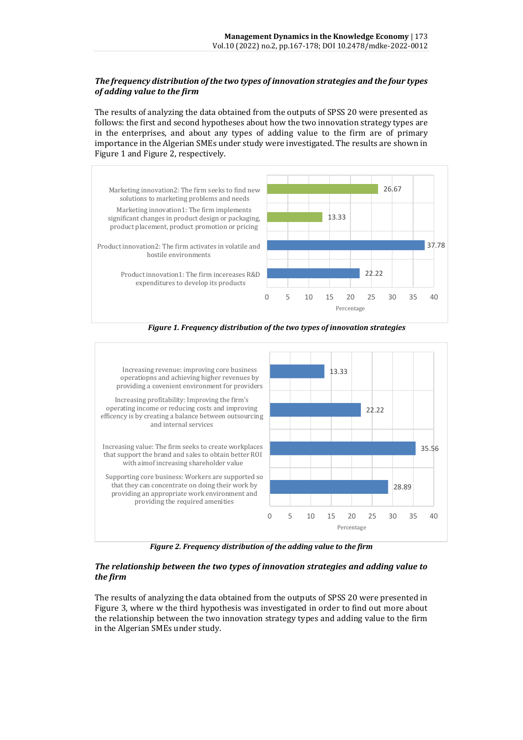### *The frequency distribution of the two types of innovation strategies and the four types of adding value to the firm*

The results of analyzing the data obtained from the outputs of SPSS 20 were presented as follows: the first and second hypotheses about how the two innovation strategy types are in the enterprises, and about any types of adding value to the firm are of primary importance in the Algerian SMEs under study were investigated. The results are shown in Figure 1 and Figure 2, respectively.

| Innovation strategy | Percentage |
|---|---|
| Marketing innovation2: The firm seeks to find new solutions to marketing problems and needs | 26.67 |
| Marketing innovation1: The firm implements significant changes in product design or packaging, product placement, product promotion or pricing | 13.33 |
| Product innovation2: The firm activates in volatile and hostile environments | 37.78 |
| Product innovation1: The firm incereases R&D expenditures to develop its products | 22.22 |

***Figure 1. Frequency distribution of the two types of innovation strategies***

| Adding value to the firm | Percentage |
|---|---|
| Increasing revenue: improving core business operatiopns and achieving higher revenues by providing a covenient environment for providers | 13.33 |
| Increasing profitability: Improving the firm's operating income or reducing costs and improving efficency is by creating a balance between outsourcing and internal services | 22.22 |
| Increasing value: The firm seeks to create workplaces that support the brand and sales to obtain better ROI with aimof increasing shareholder value | 35.56 |
| Supporting core business: Workers are supported so that they can concentrate on doing their work by providing an appropriate work environment and providing the required amenities | 28.89 |

***Figure 2. Frequency distribution of the adding value to the firm***

### *The relationship between the two types of innovation strategies and adding value to the firm*

The results of analyzing the data obtained from the outputs of SPSS 20 were presented in Figure 3, where w the third hypothesis was investigated in order to find out more about the relationship between the two innovation strategy types and adding value to the firm in the Algerian SMEs under study.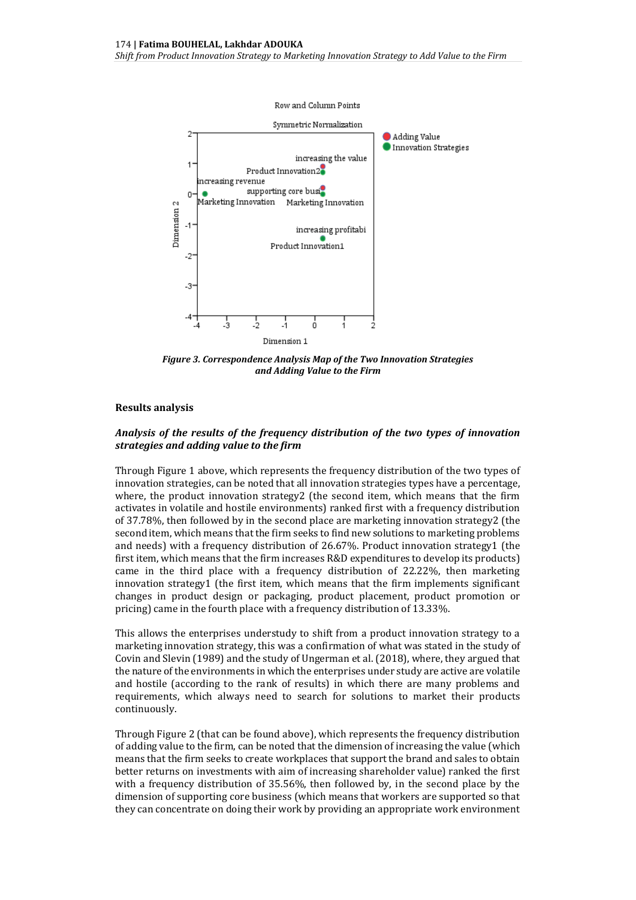*Figure 3. Correspondence Analysis Map of the Two Innovation Strategies and Adding Value to the Firm*

## Results analysis

### *Analysis of the results of the frequency distribution of the two types of innovation strategies and adding value to the firm*

Through Figure 1 above, which represents the frequency distribution of the two types of innovation strategies, can be noted that all innovation strategies types have a percentage, where, the product innovation strategy2 (the second item, which means that the firm activates in volatile and hostile environments) ranked first with a frequency distribution of 37.78%, then followed by in the second place are marketing innovation strategy2 (the second item, which means that the firm seeks to find new solutions to marketing problems and needs) with a frequency distribution of 26.67%. Product innovation strategy1 (the first item, which means that the firm increases R&D expenditures to develop its products) came in the third place with a frequency distribution of 22.22%, then marketing innovation strategy1 (the first item, which means that the firm implements significant changes in product design or packaging, product placement, product promotion or pricing) came in the fourth place with a frequency distribution of 13.33%.

This allows the enterprises understudy to shift from a product innovation strategy to a marketing innovation strategy, this was a confirmation of what was stated in the study of Covin and Slevin (1989) and the study of Ungerman et al. (2018), where, they argued that the nature of the environments in which the enterprises under study are active are volatile and hostile (according to the rank of results) in which there are many problems and requirements, which always need to search for solutions to market their products continuously.

Through Figure 2 (that can be found above), which represents the frequency distribution of adding value to the firm, can be noted that the dimension of increasing the value (which means that the firm seeks to create workplaces that support the brand and sales to obtain better returns on investments with aim of increasing shareholder value) ranked the first with a frequency distribution of 35.56%, then followed by, in the second place by the dimension of supporting core business (which means that workers are supported so that they can concentrate on doing their work by providing an appropriate work environment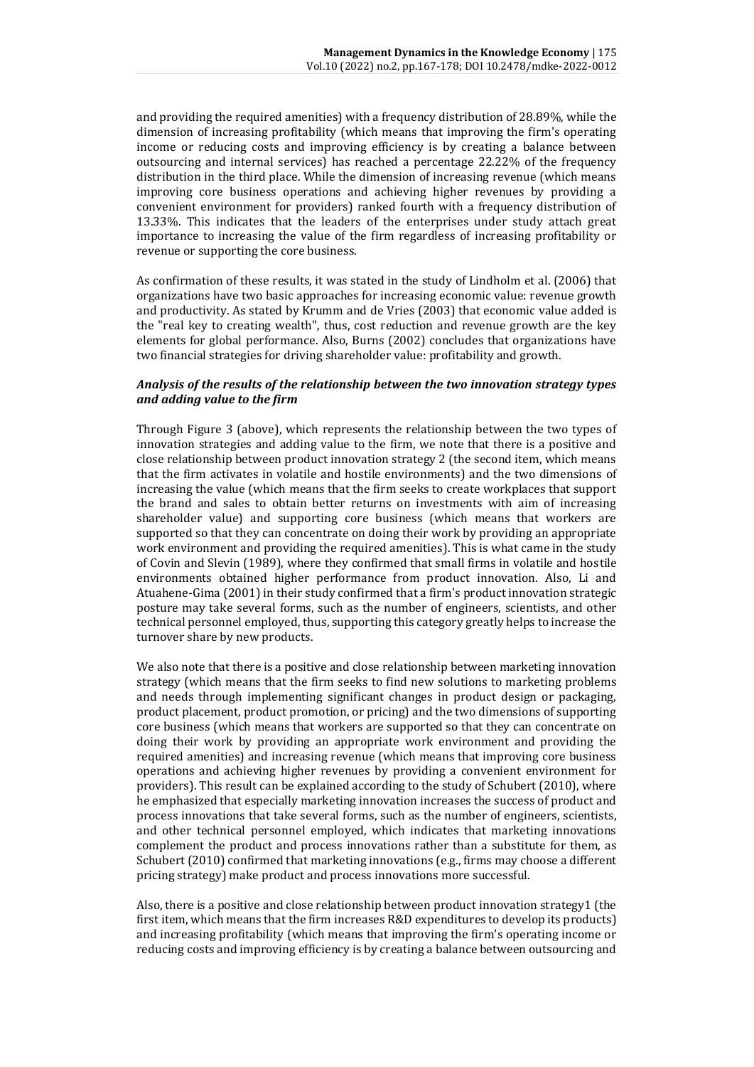and providing the required amenities) with a frequency distribution of 28.89%, while the dimension of increasing profitability (which means that improving the firm's operating income or reducing costs and improving efficiency is by creating a balance between outsourcing and internal services) has reached a percentage 22.22% of the frequency distribution in the third place. While the dimension of increasing revenue (which means improving core business operations and achieving higher revenues by providing a convenient environment for providers) ranked fourth with a frequency distribution of 13.33%. This indicates that the leaders of the enterprises under study attach great importance to increasing the value of the firm regardless of increasing profitability or revenue or supporting the core business.

As confirmation of these results, it was stated in the study of Lindholm et al. (2006) that organizations have two basic approaches for increasing economic value: revenue growth and productivity. As stated by Krumm and de Vries (2003) that economic value added is the "real key to creating wealth", thus, cost reduction and revenue growth are the key elements for global performance. Also, Burns (2002) concludes that organizations have two financial strategies for driving shareholder value: profitability and growth.

***Analysis of the results of the relationship between the two innovation strategy types and adding value to the firm***

Through Figure 3 (above), which represents the relationship between the two types of innovation strategies and adding value to the firm, we note that there is a positive and close relationship between product innovation strategy 2 (the second item, which means that the firm activates in volatile and hostile environments) and the two dimensions of increasing the value (which means that the firm seeks to create workplaces that support the brand and sales to obtain better returns on investments with aim of increasing shareholder value) and supporting core business (which means that workers are supported so that they can concentrate on doing their work by providing an appropriate work environment and providing the required amenities). This is what came in the study of Covin and Slevin (1989), where they confirmed that small firms in volatile and hostile environments obtained higher performance from product innovation. Also, Li and Atuahene-Gima (2001) in their study confirmed that a firm's product innovation strategic posture may take several forms, such as the number of engineers, scientists, and other technical personnel employed, thus, supporting this category greatly helps to increase the turnover share by new products.

We also note that there is a positive and close relationship between marketing innovation strategy (which means that the firm seeks to find new solutions to marketing problems and needs through implementing significant changes in product design or packaging, product placement, product promotion, or pricing) and the two dimensions of supporting core business (which means that workers are supported so that they can concentrate on doing their work by providing an appropriate work environment and providing the required amenities) and increasing revenue (which means that improving core business operations and achieving higher revenues by providing a convenient environment for providers). This result can be explained according to the study of Schubert (2010), where he emphasized that especially marketing innovation increases the success of product and process innovations that take several forms, such as the number of engineers, scientists, and other technical personnel employed, which indicates that marketing innovations complement the product and process innovations rather than a substitute for them, as Schubert (2010) confirmed that marketing innovations (e.g., firms may choose a different pricing strategy) make product and process innovations more successful.

Also, there is a positive and close relationship between product innovation strategy1 (the first item, which means that the firm increases R&D expenditures to develop its products) and increasing profitability (which means that improving the firm's operating income or reducing costs and improving efficiency is by creating a balance between outsourcing and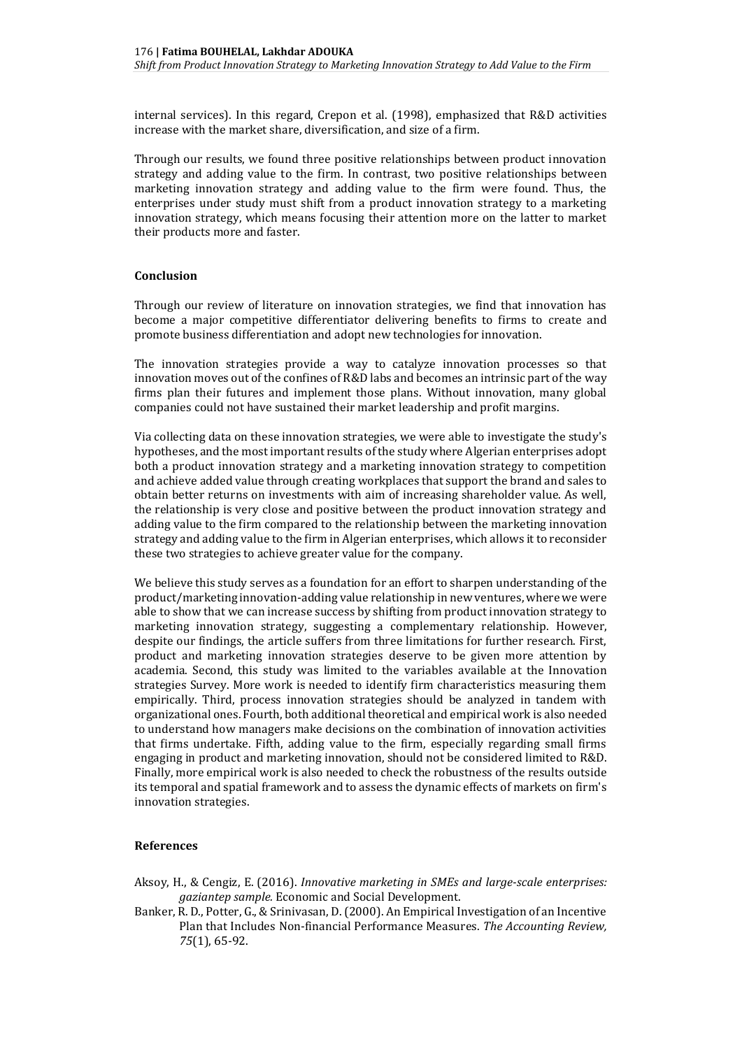internal services). In this regard, Crepon et al. (1998), emphasized that R&D activities increase with the market share, diversification, and size of a firm.

Through our results, we found three positive relationships between product innovation strategy and adding value to the firm. In contrast, two positive relationships between marketing innovation strategy and adding value to the firm were found. Thus, the enterprises under study must shift from a product innovation strategy to a marketing innovation strategy, which means focusing their attention more on the latter to market their products more and faster.

## Conclusion

Through our review of literature on innovation strategies, we find that innovation has become a major competitive differentiator delivering benefits to firms to create and promote business differentiation and adopt new technologies for innovation.

The innovation strategies provide a way to catalyze innovation processes so that innovation moves out of the confines of R&D labs and becomes an intrinsic part of the way firms plan their futures and implement those plans. Without innovation, many global companies could not have sustained their market leadership and profit margins.

Via collecting data on these innovation strategies, we were able to investigate the study's hypotheses, and the most important results of the study where Algerian enterprises adopt both a product innovation strategy and a marketing innovation strategy to competition and achieve added value through creating workplaces that support the brand and sales to obtain better returns on investments with aim of increasing shareholder value. As well, the relationship is very close and positive between the product innovation strategy and adding value to the firm compared to the relationship between the marketing innovation strategy and adding value to the firm in Algerian enterprises, which allows it to reconsider these two strategies to achieve greater value for the company.

We believe this study serves as a foundation for an effort to sharpen understanding of the product/marketing innovation-adding value relationship in new ventures, where we were able to show that we can increase success by shifting from product innovation strategy to marketing innovation strategy, suggesting a complementary relationship. However, despite our findings, the article suffers from three limitations for further research. First, product and marketing innovation strategies deserve to be given more attention by academia. Second, this study was limited to the variables available at the Innovation strategies Survey. More work is needed to identify firm characteristics measuring them empirically. Third, process innovation strategies should be analyzed in tandem with organizational ones. Fourth, both additional theoretical and empirical work is also needed to understand how managers make decisions on the combination of innovation activities that firms undertake. Fifth, adding value to the firm, especially regarding small firms engaging in product and marketing innovation, should not be considered limited to R&D. Finally, more empirical work is also needed to check the robustness of the results outside its temporal and spatial framework and to assess the dynamic effects of markets on firm's innovation strategies.

## References

Aksoy, H., & Cengiz, E. (2016). *Innovative marketing in SMEs and large-scale enterprises: gaziantep sample.* Economic and Social Development.

Banker, R. D., Potter, G., & Srinivasan, D. (2000). An Empirical Investigation of an Incentive Plan that Includes Non-financial Performance Measures. *The Accounting Review, 75*(1), 65-92.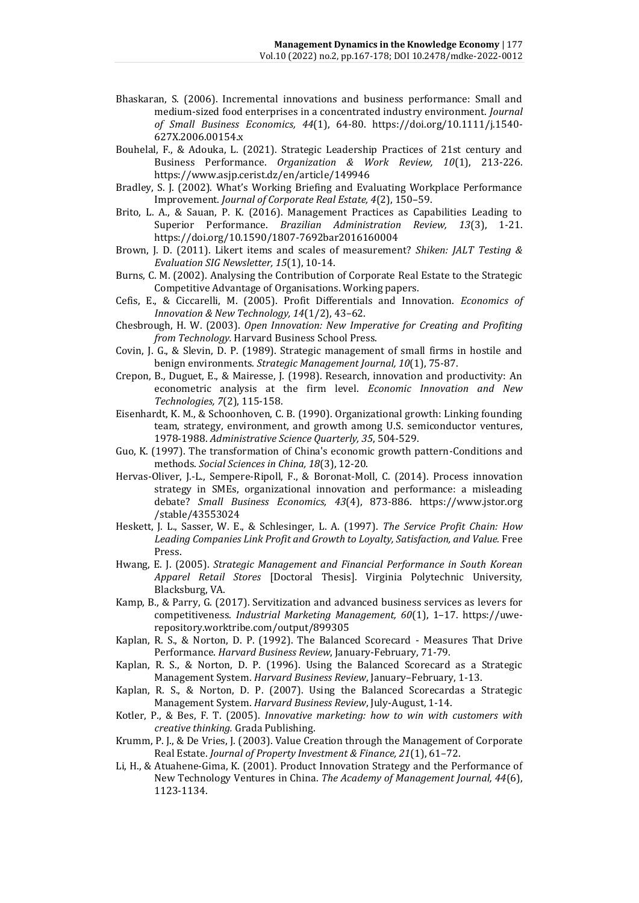Bhaskaran, S. (2006). Incremental innovations and business performance: Small and medium-sized food enterprises in a concentrated industry environment. *Journal of Small Business Economics, 44*(1), 64-80. https://doi.org/10.1111/j.1540-627X.2006.00154.x

Bouhelal, F., & Adouka, L. (2021). Strategic Leadership Practices of 21st century and Business Performance. *Organization & Work Review, 10*(1), 213-226. https://www.asjp.cerist.dz/en/article/149946

Bradley, S. J. (2002). What's Working Briefing and Evaluating Workplace Performance Improvement. *Journal of Corporate Real Estate, 4*(2), 150–59.

Brito, L. A., & Sauan, P. K. (2016). Management Practices as Capabilities Leading to Superior Performance. *Brazilian Administration Review, 13*(3), 1-21. https://doi.org/10.1590/1807-7692bar2016160004

Brown, J. D. (2011). Likert items and scales of measurement? *Shiken: JALT Testing & Evaluation SIG Newsletter, 15*(1), 10-14.

Burns, C. M. (2002). Analysing the Contribution of Corporate Real Estate to the Strategic Competitive Advantage of Organisations. Working papers.

Cefis, E., & Ciccarelli, M. (2005). Profit Differentials and Innovation. *Economics of Innovation & New Technology, 14*(1/2), 43–62.

Chesbrough, H. W. (2003). *Open Innovation: New Imperative for Creating and Profiting from Technology.* Harvard Business School Press.

Covin, J. G., & Slevin, D. P. (1989). Strategic management of small firms in hostile and benign environments. *Strategic Management Journal, 10*(1), 75-87.

Crepon, B., Duguet, E., & Mairesse, J. (1998). Research, innovation and productivity: An econometric analysis at the firm level. *Economic Innovation and New Technologies, 7*(2), 115-158.

Eisenhardt, K. M., & Schoonhoven, C. B. (1990). Organizational growth: Linking founding team, strategy, environment, and growth among U.S. semiconductor ventures, 1978-1988. *Administrative Science Quarterly, 35*, 504-529.

Guo, K. (1997). The transformation of China's economic growth pattern-Conditions and methods. *Social Sciences in China, 18*(3), 12-20.

Hervas-Oliver, J.-L., Sempere-Ripoll, F., & Boronat-Moll, C. (2014). Process innovation strategy in SMEs, organizational innovation and performance: a misleading debate? *Small Business Economics, 43*(4), 873-886. https://www.jstor.org/stable/43553024

Heskett, J. L., Sasser, W. E., & Schlesinger, L. A. (1997). *The Service Profit Chain: How Leading Companies Link Profit and Growth to Loyalty, Satisfaction, and Value.* Free Press.

Hwang, E. J. (2005). *Strategic Management and Financial Performance in South Korean Apparel Retail Stores* [Doctoral Thesis]. Virginia Polytechnic University, Blacksburg, VA.

Kamp, B., & Parry, G. (2017). Servitization and advanced business services as levers for competitiveness. *Industrial Marketing Management, 60*(1), 1–17. https://uwe-repository.worktribe.com/output/899305

Kaplan, R. S., & Norton, D. P. (1992). The Balanced Scorecard - Measures That Drive Performance. *Harvard Business Review*, January-February, 71-79.

Kaplan, R. S., & Norton, D. P. (1996). Using the Balanced Scorecard as a Strategic Management System. *Harvard Business Review*, January–February, 1-13.

Kaplan, R. S., & Norton, D. P. (2007). Using the Balanced Scorecardas a Strategic Management System. *Harvard Business Review*, July-August, 1-14.

Kotler, P., & Bes, F. T. (2005). *Innovative marketing: how to win with customers with creative thinking.* Grada Publishing.

Krumm, P. J., & De Vries, J. (2003). Value Creation through the Management of Corporate Real Estate. *Journal of Property Investment & Finance, 21*(1), 61–72.

Li, H., & Atuahene-Gima, K. (2001). Product Innovation Strategy and the Performance of New Technology Ventures in China. *The Academy of Management Journal, 44*(6), 1123-1134.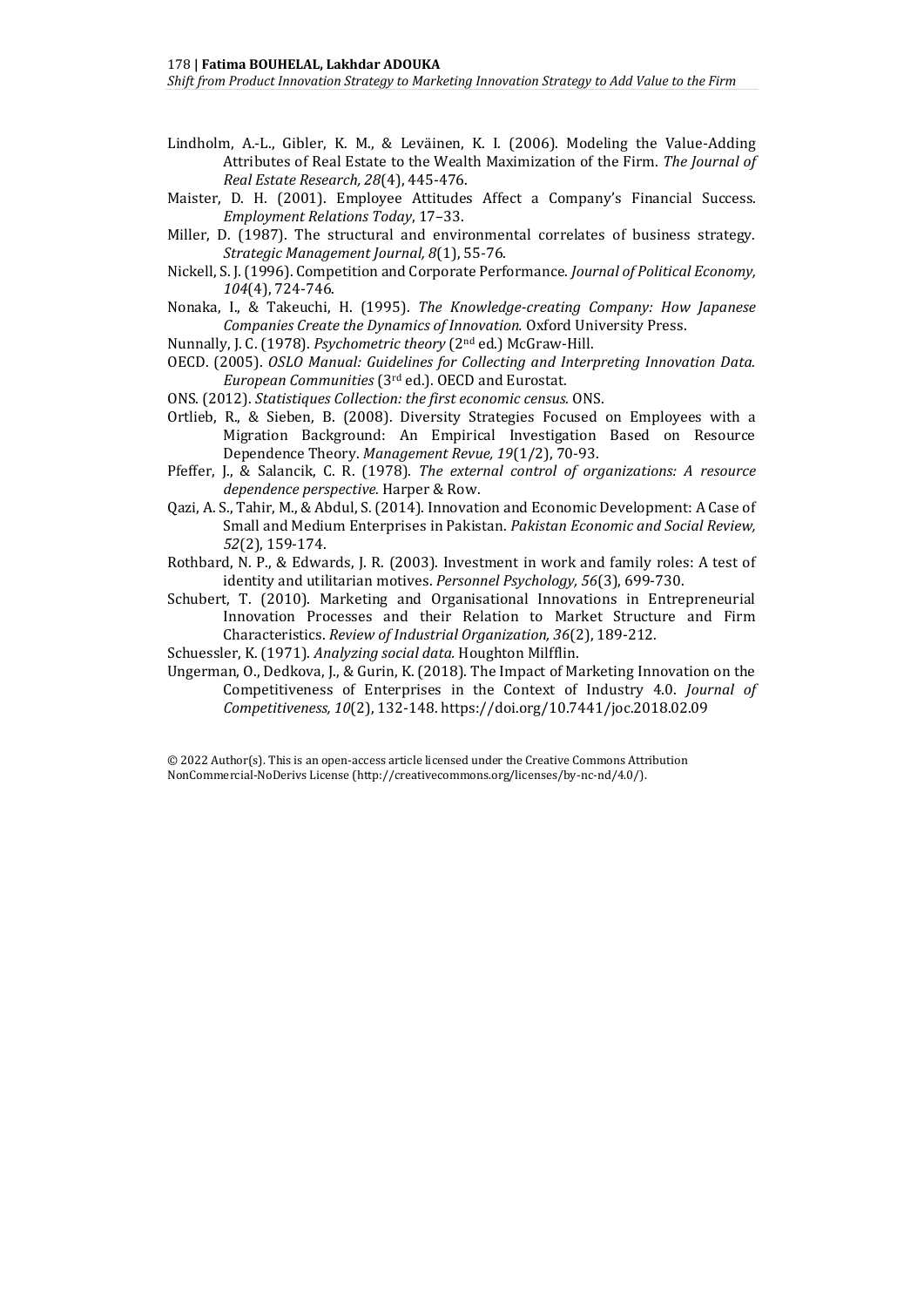Lindholm, A.-L., Gibler, K. M., & Leväinen, K. I. (2006). Modeling the Value-Adding Attributes of Real Estate to the Wealth Maximization of the Firm. *The Journal of Real Estate Research, 28*(4), 445-476.

Maister, D. H. (2001). Employee Attitudes Affect a Company's Financial Success. *Employment Relations Today*, 17–33.

Miller, D. (1987). The structural and environmental correlates of business strategy. *Strategic Management Journal, 8*(1), 55-76.

Nickell, S. J. (1996). Competition and Corporate Performance. *Journal of Political Economy, 104*(4), 724-746.

Nonaka, I., & Takeuchi, H. (1995). *The Knowledge-creating Company: How Japanese Companies Create the Dynamics of Innovation.* Oxford University Press.

Nunnally, J. C. (1978). *Psychometric theory* (2nd ed.) McGraw-Hill.

OECD. (2005). *OSLO Manual: Guidelines for Collecting and Interpreting Innovation Data. European Communities* (3rd ed.). OECD and Eurostat.

ONS. (2012). *Statistiques Collection: the first economic census.* ONS.

Ortlieb, R., & Sieben, B. (2008). Diversity Strategies Focused on Employees with a Migration Background: An Empirical Investigation Based on Resource Dependence Theory. *Management Revue, 19*(1/2), 70-93.

Pfeffer, J., & Salancik, C. R. (1978). *The external control of organizations: A resource dependence perspective.* Harper & Row.

Qazi, A. S., Tahir, M., & Abdul, S. (2014). Innovation and Economic Development: A Case of Small and Medium Enterprises in Pakistan. *Pakistan Economic and Social Review, 52*(2), 159-174.

Rothbard, N. P., & Edwards, J. R. (2003). Investment in work and family roles: A test of identity and utilitarian motives. *Personnel Psychology, 56*(3), 699-730.

Schubert, T. (2010). Marketing and Organisational Innovations in Entrepreneurial Innovation Processes and their Relation to Market Structure and Firm Characteristics. *Review of Industrial Organization, 36*(2), 189-212.

Schuessler, K. (1971). *Analyzing social data.* Houghton Milfflin.

Ungerman, O., Dedkova, J., & Gurin, K. (2018). The Impact of Marketing Innovation on the Competitiveness of Enterprises in the Context of Industry 4.0. *Journal of Competitiveness, 10*(2), 132-148. https://doi.org/10.7441/joc.2018.02.09

© 2022 Author(s). This is an open-access article licensed under the Creative Commons Attribution NonCommercial-NoDerivs License (http://creativecommons.org/licenses/by-nc-nd/4.0/).